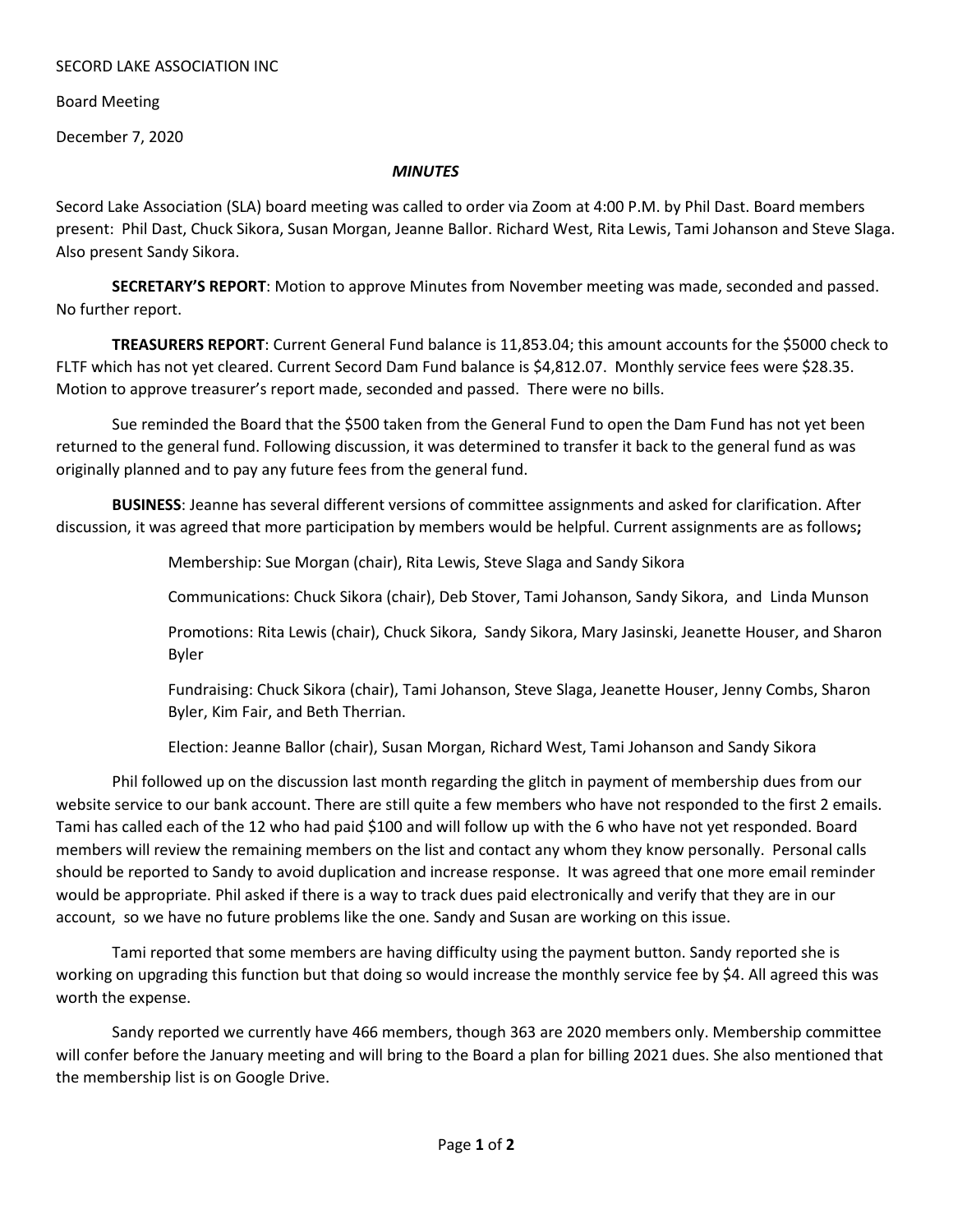SECORD LAKE ASSOCIATION INC

Board Meeting

December 7, 2020

***MINUTES***

Secord Lake Association (SLA) board meeting was called to order via Zoom at 4:00 P.M. by Phil Dast. Board members present: Phil Dast, Chuck Sikora, Susan Morgan, Jeanne Ballor. Richard West, Rita Lewis, Tami Johanson and Steve Slaga. Also present Sandy Sikora.

**SECRETARY'S REPORT**: Motion to approve Minutes from November meeting was made, seconded and passed. No further report.

**TREASURERS REPORT**: Current General Fund balance is 11,853.04; this amount accounts for the $5000 check to FLTF which has not yet cleared. Current Secord Dam Fund balance is $4,812.07. Monthly service fees were $28.35. Motion to approve treasurer's report made, seconded and passed. There were no bills.

Sue reminded the Board that the $500 taken from the General Fund to open the Dam Fund has not yet been returned to the general fund. Following discussion, it was determined to transfer it back to the general fund as was originally planned and to pay any future fees from the general fund.

**BUSINESS**: Jeanne has several different versions of committee assignments and asked for clarification. After discussion, it was agreed that more participation by members would be helpful. Current assignments are as follows**;**

Membership: Sue Morgan (chair), Rita Lewis, Steve Slaga and Sandy Sikora

Communications: Chuck Sikora (chair), Deb Stover, Tami Johanson, Sandy Sikora, and Linda Munson

Promotions: Rita Lewis (chair), Chuck Sikora, Sandy Sikora, Mary Jasinski, Jeanette Houser, and Sharon Byler

Fundraising: Chuck Sikora (chair), Tami Johanson, Steve Slaga, Jeanette Houser, Jenny Combs, Sharon Byler, Kim Fair, and Beth Therrian.

Election: Jeanne Ballor (chair), Susan Morgan, Richard West, Tami Johanson and Sandy Sikora

Phil followed up on the discussion last month regarding the glitch in payment of membership dues from our website service to our bank account. There are still quite a few members who have not responded to the first 2 emails. Tami has called each of the 12 who had paid $100 and will follow up with the 6 who have not yet responded. Board members will review the remaining members on the list and contact any whom they know personally. Personal calls should be reported to Sandy to avoid duplication and increase response. It was agreed that one more email reminder would be appropriate. Phil asked if there is a way to track dues paid electronically and verify that they are in our account, so we have no future problems like the one. Sandy and Susan are working on this issue.

Tami reported that some members are having difficulty using the payment button. Sandy reported she is working on upgrading this function but that doing so would increase the monthly service fee by $4. All agreed this was worth the expense.

Sandy reported we currently have 466 members, though 363 are 2020 members only. Membership committee will confer before the January meeting and will bring to the Board a plan for billing 2021 dues. She also mentioned that the membership list is on Google Drive.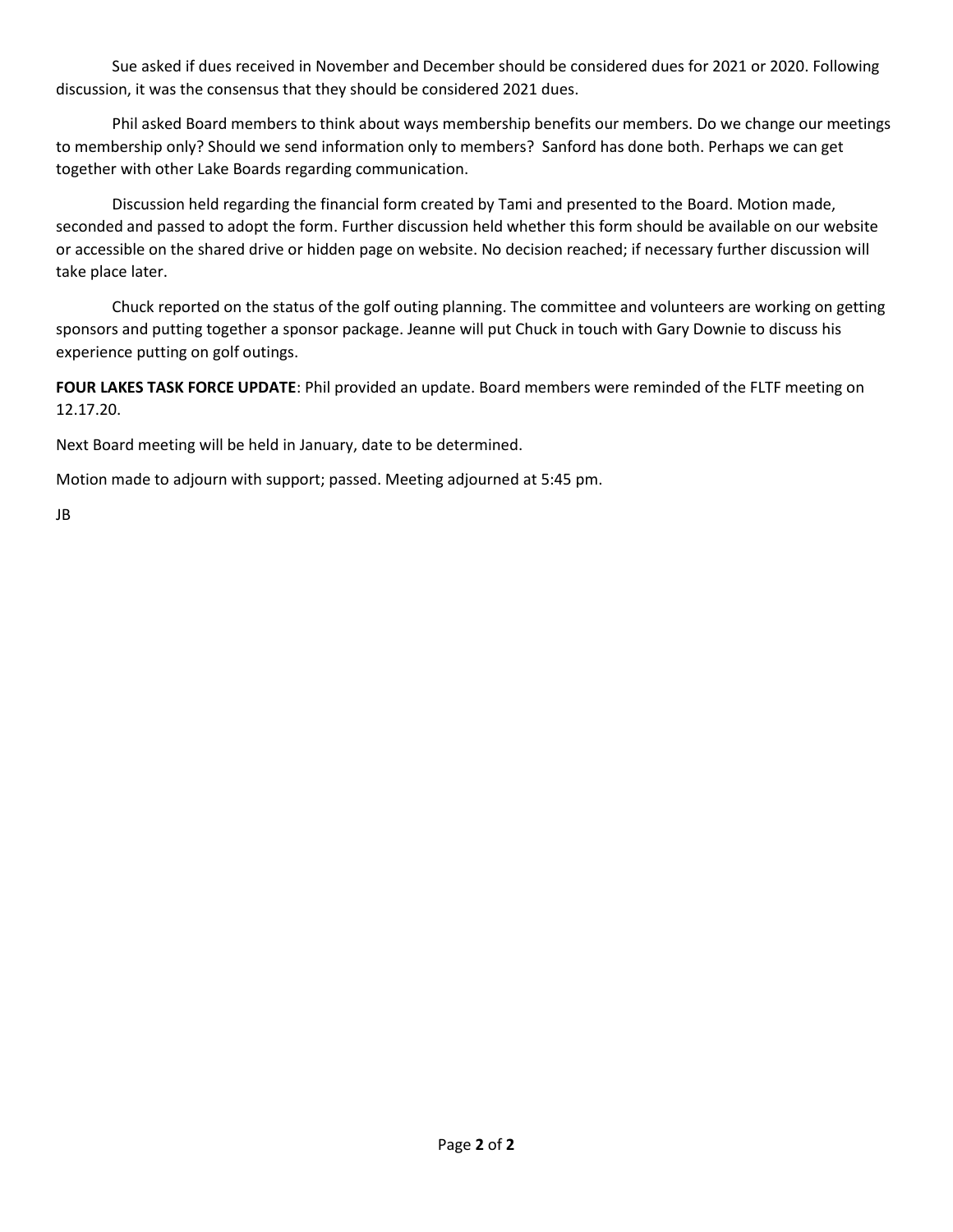Sue asked if dues received in November and December should be considered dues for 2021 or 2020. Following discussion, it was the consensus that they should be considered 2021 dues.

Phil asked Board members to think about ways membership benefits our members. Do we change our meetings to membership only? Should we send information only to members? Sanford has done both. Perhaps we can get together with other Lake Boards regarding communication.

Discussion held regarding the financial form created by Tami and presented to the Board. Motion made, seconded and passed to adopt the form. Further discussion held whether this form should be available on our website or accessible on the shared drive or hidden page on website. No decision reached; if necessary further discussion will take place later.

Chuck reported on the status of the golf outing planning. The committee and volunteers are working on getting sponsors and putting together a sponsor package. Jeanne will put Chuck in touch with Gary Downie to discuss his experience putting on golf outings.

**FOUR LAKES TASK FORCE UPDATE**: Phil provided an update. Board members were reminded of the FLTF meeting on 12.17.20.

Next Board meeting will be held in January, date to be determined.

Motion made to adjourn with support; passed. Meeting adjourned at 5:45 pm.

JB